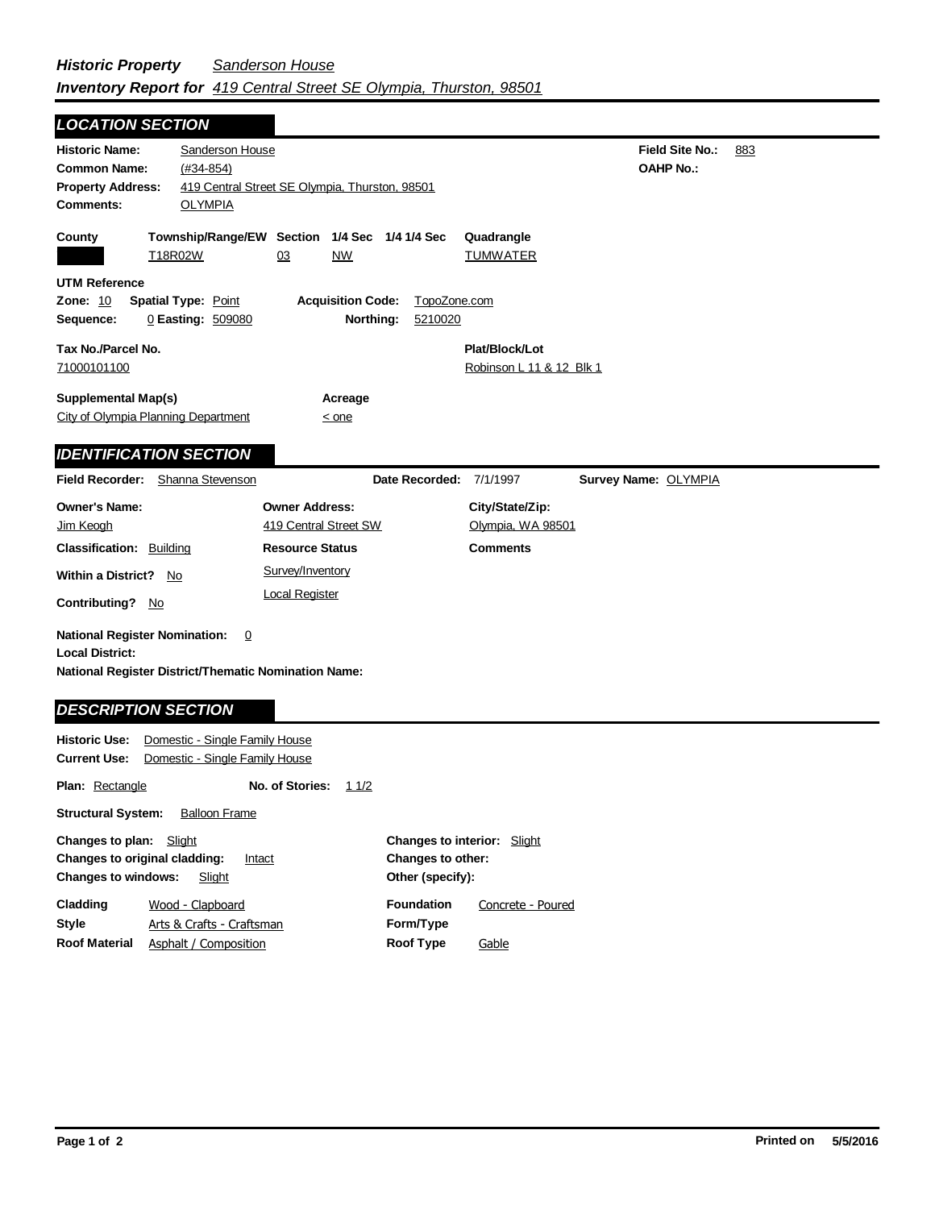## *Historic Property Inventory Report for* *Sanderson House* *419 Central Street SE Olympia, Thurston, 98501*

## LOCATION SECTION

**Historic Name:** Sanderson House
**Field Site No.:** 883
**Common Name:** (#34-854)
**OAHP No.:**
**Property Address:** 419 Central Street SE Olympia, Thurston, 98501
**Comments:** OLYMPIA

| County | Township/Range/EW | Section | 1/4 Sec | 1/4 1/4 Sec | Quadrangle |
|---|---|---|---|---|---|
| | T18R02W | 03 | NW | | TUMWATER |

**UTM Reference**
**Zone:** 10 **Spatial Type:** Point **Acquisition Code:** TopoZone.com
**Sequence:** 0 **Easting:** 509080 **Northing:** 5210020

**Tax No./Parcel No.:** 71000101100
**Plat/Block/Lot:** Robinson L 11 & 12 Blk 1

**Supplemental Map(s):** City of Olympia Planning Department
**Acreage:** < one

## IDENTIFICATION SECTION

**Field Recorder:** Shanna Stevenson **Date Recorded:** 7/1/1997 **Survey Name:** OLYMPIA

| Owner's Name: | Owner Address: | City/State/Zip: |
|---|---|---|
| Jim Keogh | 419 Central Street SW | Olympia, WA 98501 |

**Classification:** Building
**Resource Status:** Survey/Inventory; Local Register
**Comments:**
**Within a District?** No
**Contributing?** No

**National Register Nomination:** 0
**Local District:**
**National Register District/Thematic Nomination Name:**

## DESCRIPTION SECTION

**Historic Use:** Domestic - Single Family House
**Current Use:** Domestic - Single Family House

**Plan:** Rectangle **No. of Stories:** 1 1/2

**Structural System:** Balloon Frame

**Changes to plan:** Slight
**Changes to original cladding:** Intact
**Changes to windows:** Slight
**Changes to interior:** Slight
**Changes to other:**
**Other (specify):**

**Cladding:** Wood - Clapboard
**Style:** Arts & Crafts - Craftsman
**Roof Material:** Asphalt / Composition
**Foundation:** Concrete - Poured
**Form/Type:**
**Roof Type:** Gable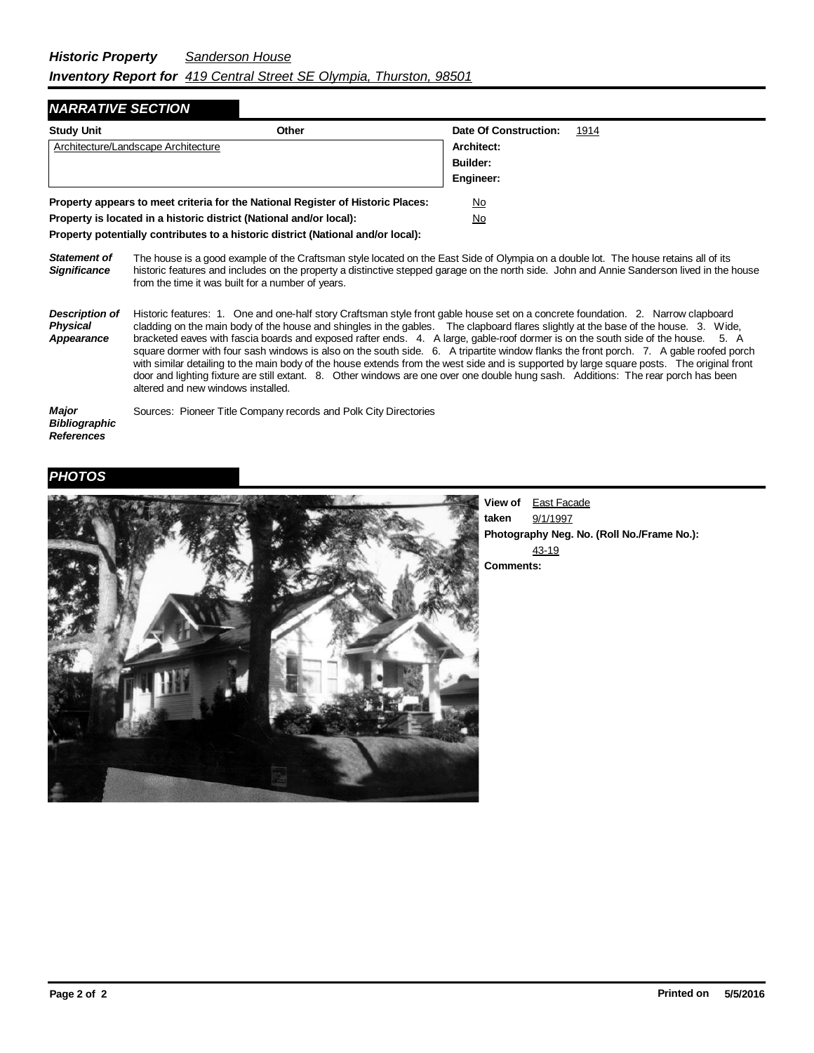**Historic Property** *Sanderson House*

**Inventory Report for** *419 Central Street SE Olympia, Thurston, 98501*

## NARRATIVE SECTION

| Study Unit | Other | Date Of Construction: | 1914 |
|---|---|---|---|
| Architecture/Landscape Architecture | | Architect: | |
| | | Builder: | |
| | | Engineer: | |

**Property appears to meet criteria for the National Register of Historic Places:** No

**Property is located in a historic district (National and/or local):** No

**Property potentially contributes to a historic district (National and/or local):**

***Statement of Significance***

The house is a good example of the Craftsman style located on the East Side of Olympia on a double lot. The house retains all of its historic features and includes on the property a distinctive stepped garage on the north side. John and Annie Sanderson lived in the house from the time it was built for a number of years.

***Description of Physical Appearance***

Historic features: 1. One and one-half story Craftsman style front gable house set on a concrete foundation. 2. Narrow clapboard cladding on the main body of the house and shingles in the gables. The clapboard flares slightly at the base of the house. 3. Wide, bracketed eaves with fascia boards and exposed rafter ends. 4. A large, gable-roof dormer is on the south side of the house. 5. A square dormer with four sash windows is also on the south side. 6. A tripartite window flanks the front porch. 7. A gable roofed porch with similar detailing to the main body of the house extends from the west side and is supported by large square posts. The original front door and lighting fixture are still extant. 8. Other windows are one over one double hung sash. Additions: The rear porch has been altered and new windows installed.

***Major Bibliographic References***

Sources: Pioneer Title Company records and Polk City Directories

## PHOTOS

**View of** East Facade

**taken** 9/1/1997

**Photography Neg. No. (Roll No./Frame No.):** 43-19

**Comments:**

**Printed on** 5/5/2016